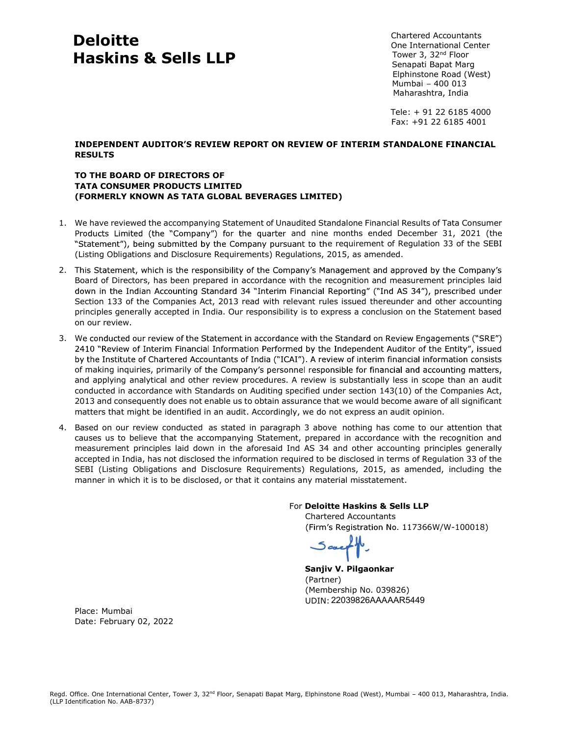# Deloitte Haskins & Sells LLP

Chartered Accountants
One International Center
Tower 3, 32nd Floor
Senapati Bapat Marg
Elphinstone Road (West)
Mumbai – 400 013
Maharashtra, India

Tele: + 91 22 6185 4000
Fax: +91 22 6185 4001

**INDEPENDENT AUDITOR'S REVIEW REPORT ON REVIEW OF INTERIM STANDALONE FINANCIAL RESULTS**

**TO THE BOARD OF DIRECTORS OF**
**TATA CONSUMER PRODUCTS LIMITED**
**(FORMERLY KNOWN AS TATA GLOBAL BEVERAGES LIMITED)**

1. We have reviewed the accompanying Statement of Unaudited Standalone Financial Results of Tata Consumer Products Limited (the "Company") for the quarter and nine months ended December 31, 2021 (the "Statement"), being submitted by the Company pursuant to the requirement of Regulation 33 of the SEBI (Listing Obligations and Disclosure Requirements) Regulations, 2015, as amended.

2. This Statement, which is the responsibility of the Company's Management and approved by the Company's Board of Directors, has been prepared in accordance with the recognition and measurement principles laid down in the Indian Accounting Standard 34 "Interim Financial Reporting" ("Ind AS 34"), prescribed under Section 133 of the Companies Act, 2013 read with relevant rules issued thereunder and other accounting principles generally accepted in India. Our responsibility is to express a conclusion on the Statement based on our review.

3. We conducted our review of the Statement in accordance with the Standard on Review Engagements ("SRE") 2410 "Review of Interim Financial Information Performed by the Independent Auditor of the Entity", issued by the Institute of Chartered Accountants of India ("ICAI"). A review of interim financial information consists of making inquiries, primarily of the Company's personnel responsible for financial and accounting matters, and applying analytical and other review procedures. A review is substantially less in scope than an audit conducted in accordance with Standards on Auditing specified under section 143(10) of the Companies Act, 2013 and consequently does not enable us to obtain assurance that we would become aware of all significant matters that might be identified in an audit. Accordingly, we do not express an audit opinion.

4. Based on our review conducted as stated in paragraph 3 above nothing has come to our attention that causes us to believe that the accompanying Statement, prepared in accordance with the recognition and measurement principles laid down in the aforesaid Ind AS 34 and other accounting principles generally accepted in India, has not disclosed the information required to be disclosed in terms of Regulation 33 of the SEBI (Listing Obligations and Disclosure Requirements) Regulations, 2015, as amended, including the manner in which it is to be disclosed, or that it contains any material misstatement.

For **Deloitte Haskins & Sells LLP**
Chartered Accountants
(Firm's Registration No. 117366W/W-100018)

**Sanjiv V. Pilgaonkar**
(Partner)
(Membership No. 039826)
UDIN: 22039826AAAAAR5449

Place: Mumbai
Date: February 02, 2022

Regd. Office. One International Center, Tower 3, 32nd Floor, Senapati Bapat Marg, Elphinstone Road (West), Mumbai – 400 013, Maharashtra, India.
(LLP Identification No. AAB-8737)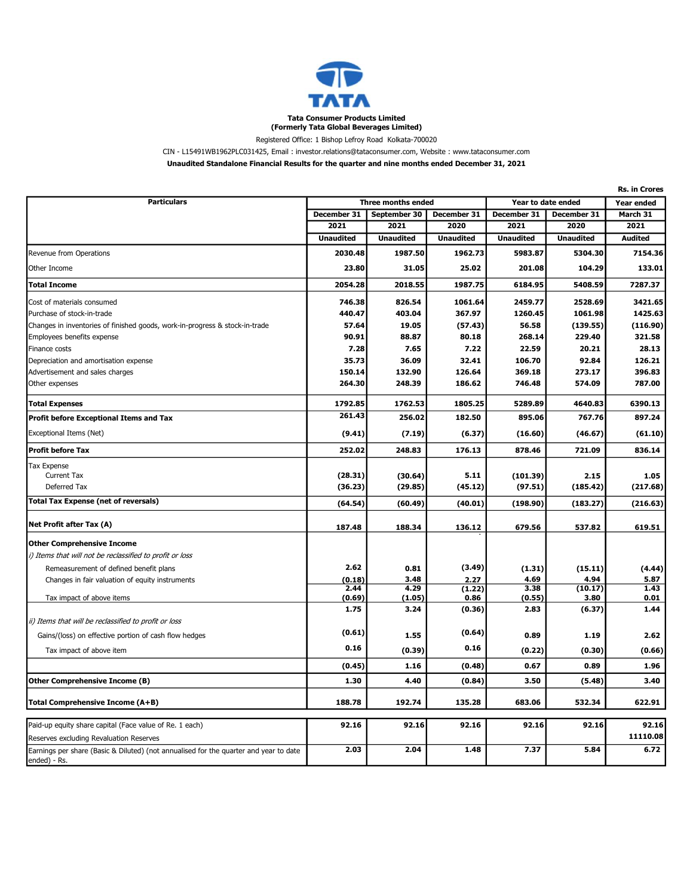**Tata Consumer Products Limited**
**(Formerly Tata Global Beverages Limited)**

Registered Office: 1 Bishop Lefroy Road Kolkata-700020

CIN - L15491WB1962PLC031425, Email : investor.relations@tataconsumer.com, Website : www.tataconsumer.com

**Unaudited Standalone Financial Results for the quarter and nine months ended December 31, 2021**

Rs. in Crores

| Particulars | Three months ended | | | Year to date ended | | Year ended |
|---|---|---|---|---|---|---|
| | December 31 2021 | September 30 2021 | December 31 2020 | December 31 2021 | December 31 2020 | March 31 2021 |
| | Unaudited | Unaudited | Unaudited | Unaudited | Unaudited | Audited |
| Revenue from Operations | 2030.48 | 1987.50 | 1962.73 | 5983.87 | 5304.30 | 7154.36 |
| Other Income | 23.80 | 31.05 | 25.02 | 201.08 | 104.29 | 133.01 |
| **Total Income** | 2054.28 | 2018.55 | 1987.75 | 6184.95 | 5408.59 | 7287.37 |
| Cost of materials consumed | 746.38 | 826.54 | 1061.64 | 2459.77 | 2528.69 | 3421.65 |
| Purchase of stock-in-trade | 440.47 | 403.04 | 367.97 | 1260.45 | 1061.98 | 1425.63 |
| Changes in inventories of finished goods, work-in-progress & stock-in-trade | 57.64 | 19.05 | (57.43) | 56.58 | (139.55) | (116.90) |
| Employees benefits expense | 90.91 | 88.87 | 80.18 | 268.14 | 229.40 | 321.58 |
| Finance costs | 7.28 | 7.65 | 7.22 | 22.59 | 20.21 | 28.13 |
| Depreciation and amortisation expense | 35.73 | 36.09 | 32.41 | 106.70 | 92.84 | 126.21 |
| Advertisement and sales charges | 150.14 | 132.90 | 126.64 | 369.18 | 273.17 | 396.83 |
| Other expenses | 264.30 | 248.39 | 186.62 | 746.48 | 574.09 | 787.00 |
| **Total Expenses** | 1792.85 | 1762.53 | 1805.25 | 5289.89 | 4640.83 | 6390.13 |
| **Profit before Exceptional Items and Tax** | 261.43 | 256.02 | 182.50 | 895.06 | 767.76 | 897.24 |
| Exceptional Items (Net) | (9.41) | (7.19) | (6.37) | (16.60) | (46.67) | (61.10) |
| **Profit before Tax** | 252.02 | 248.83 | 176.13 | 878.46 | 721.09 | 836.14 |
| Tax Expense | | | | | | |
| Current Tax | (28.31) | (30.64) | 5.11 | (101.39) | 2.15 | 1.05 |
| Deferred Tax | (36.23) | (29.85) | (45.12) | (97.51) | (185.42) | (217.68) |
| **Total Tax Expense (net of reversals)** | (64.54) | (60.49) | (40.01) | (198.90) | (183.27) | (216.63) |
| **Net Profit after Tax (A)** | 187.48 | 188.34 | 136.12 | 679.56 | 537.82 | 619.51 |
| **Other Comprehensive Income** | | | | | | |
| *i) Items that will not be reclassified to profit or loss* | | | | | | |
| Remeasurement of defined benefit plans | 2.62 | 0.81 | (3.49) | (1.31) | (15.11) | (4.44) |
| Changes in fair valuation of equity instruments | (0.18) | 3.48 | 2.27 | 4.69 | 4.94 | 5.87 |
| | 2.44 | 4.29 | (1.22) | 3.38 | (10.17) | 1.43 |
| Tax impact of above items | (0.69) | (1.05) | 0.86 | (0.55) | 3.80 | 0.01 |
| | 1.75 | 3.24 | (0.36) | 2.83 | (6.37) | 1.44 |
| *ii) Items that will be reclassified to profit or loss* | | | | | | |
| Gains/(loss) on effective portion of cash flow hedges | (0.61) | 1.55 | (0.64) | 0.89 | 1.19 | 2.62 |
| Tax impact of above item | 0.16 | (0.39) | 0.16 | (0.22) | (0.30) | (0.66) |
| | (0.45) | 1.16 | (0.48) | 0.67 | 0.89 | 1.96 |
| **Other Comprehensive Income (B)** | 1.30 | 4.40 | (0.84) | 3.50 | (5.48) | 3.40 |
| **Total Comprehensive Income (A+B)** | 188.78 | 192.74 | 135.28 | 683.06 | 532.34 | 622.91 |
| Paid-up equity share capital (Face value of Re. 1 each) | 92.16 | 92.16 | 92.16 | 92.16 | 92.16 | 92.16 |
| Reserves excluding Revaluation Reserves | | | | | | 11110.08 |
| Earnings per share (Basic & Diluted) (not annualised for the quarter and year to date ended) - Rs. | 2.03 | 2.04 | 1.48 | 7.37 | 5.84 | 6.72 |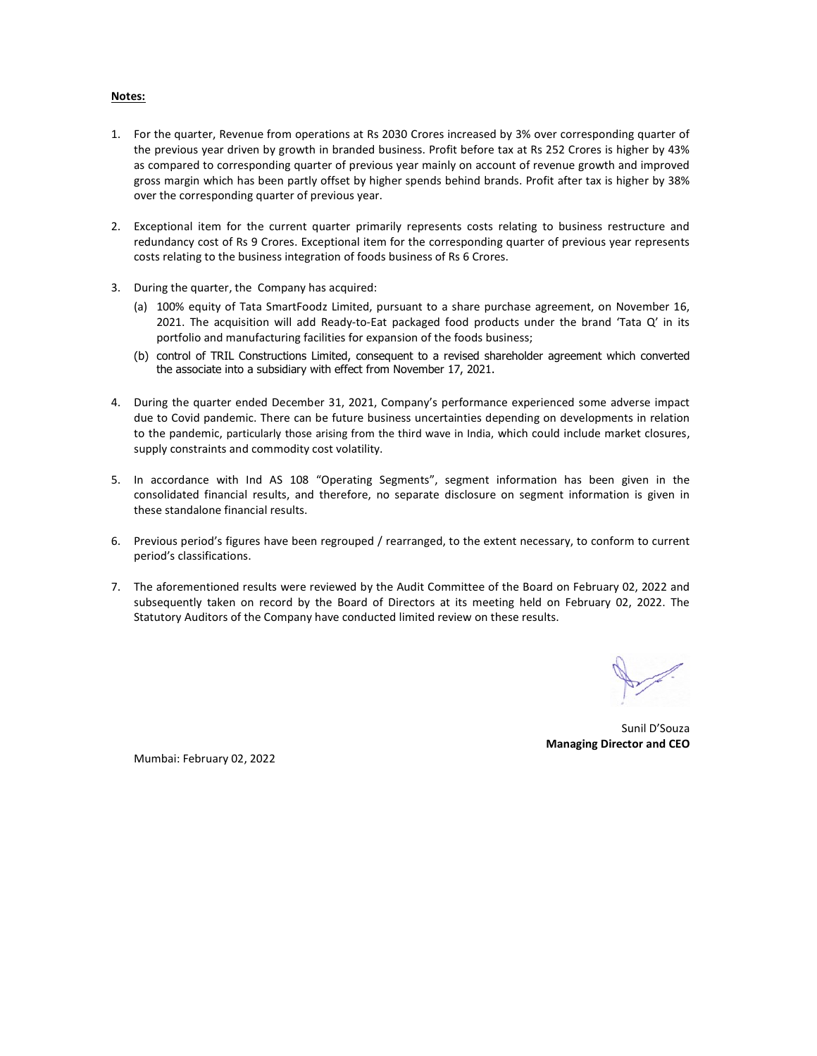**Notes:**

1. For the quarter, Revenue from operations at Rs 2030 Crores increased by 3% over corresponding quarter of the previous year driven by growth in branded business. Profit before tax at Rs 252 Crores is higher by 43% as compared to corresponding quarter of previous year mainly on account of revenue growth and improved gross margin which has been partly offset by higher spends behind brands. Profit after tax is higher by 38% over the corresponding quarter of previous year.

2. Exceptional item for the current quarter primarily represents costs relating to business restructure and redundancy cost of Rs 9 Crores. Exceptional item for the corresponding quarter of previous year represents costs relating to the business integration of foods business of Rs 6 Crores.

3. During the quarter, the Company has acquired:
   (a) 100% equity of Tata SmartFoodz Limited, pursuant to a share purchase agreement, on November 16, 2021. The acquisition will add Ready-to-Eat packaged food products under the brand 'Tata Q' in its portfolio and manufacturing facilities for expansion of the foods business;
   (b) control of TRIL Constructions Limited, consequent to a revised shareholder agreement which converted the associate into a subsidiary with effect from November 17, 2021.

4. During the quarter ended December 31, 2021, Company's performance experienced some adverse impact due to Covid pandemic. There can be future business uncertainties depending on developments in relation to the pandemic, particularly those arising from the third wave in India, which could include market closures, supply constraints and commodity cost volatility.

5. In accordance with Ind AS 108 "Operating Segments", segment information has been given in the consolidated financial results, and therefore, no separate disclosure on segment information is given in these standalone financial results.

6. Previous period's figures have been regrouped / rearranged, to the extent necessary, to conform to current period's classifications.

7. The aforementioned results were reviewed by the Audit Committee of the Board on February 02, 2022 and subsequently taken on record by the Board of Directors at its meeting held on February 02, 2022. The Statutory Auditors of the Company have conducted limited review on these results.

Sunil D'Souza
**Managing Director and CEO**

Mumbai: February 02, 2022